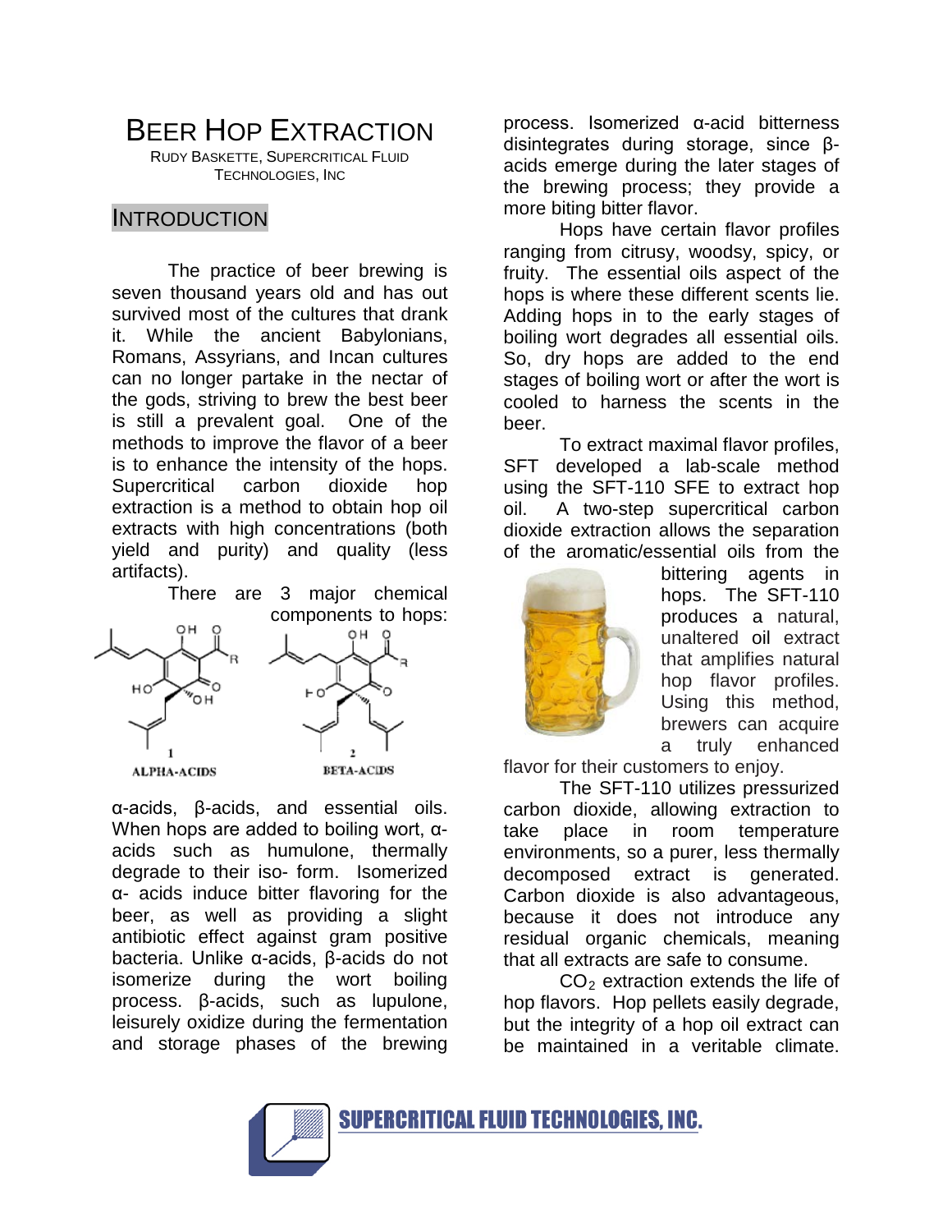# BEER HOP EXTRACTION

RUDY BASKETTE, SUPERCRITICAL FLUID TECHNOLOGIES, INC

## INTRODUCTION

The practice of beer brewing is seven thousand years old and has out survived most of the cultures that drank it. While the ancient Babylonians, Romans, Assyrians, and Incan cultures can no longer partake in the nectar of the gods, striving to brew the best beer is still a prevalent goal. One of the methods to improve the flavor of a beer is to enhance the intensity of the hops. Supercritical carbon dioxide hop extraction is a method to obtain hop oil extracts with high concentrations (both yield and purity) and quality (less artifacts).

There are 3 major chemical components to hops:

1 ALPHA-ACIDS

2 BETA-ACIDS

α-acids, β-acids, and essential oils. When hops are added to boiling wort, α-acids such as humulone, thermally degrade to their iso- form. Isomerized α- acids induce bitter flavoring for the beer, as well as providing a slight antibiotic effect against gram positive bacteria. Unlike α-acids, β-acids do not isomerize during the wort boiling process. β-acids, such as lupulone, leisurely oxidize during the fermentation and storage phases of the brewing process. Isomerized α-acid bitterness disintegrates during storage, since β-acids emerge during the later stages of the brewing process; they provide a more biting bitter flavor.

Hops have certain flavor profiles ranging from citrusy, woodsy, spicy, or fruity. The essential oils aspect of the hops is where these different scents lie. Adding hops in to the early stages of boiling wort degrades all essential oils. So, dry hops are added to the end stages of boiling wort or after the wort is cooled to harness the scents in the beer.

To extract maximal flavor profiles, SFT developed a lab-scale method using the SFT-110 SFE to extract hop oil. A two-step supercritical carbon dioxide extraction allows the separation of the aromatic/essential oils from the bittering agents in hops. The SFT-110 produces a natural, unaltered oil extract that amplifies natural hop flavor profiles. Using this method, brewers can acquire a truly enhanced flavor for their customers to enjoy.

The SFT-110 utilizes pressurized carbon dioxide, allowing extraction to take place in room temperature environments, so a purer, less thermally decomposed extract is generated. Carbon dioxide is also advantageous, because it does not introduce any residual organic chemicals, meaning that all extracts are safe to consume.

$CO_2$ extraction extends the life of hop flavors. Hop pellets easily degrade, but the integrity of a hop oil extract can be maintained in a veritable climate.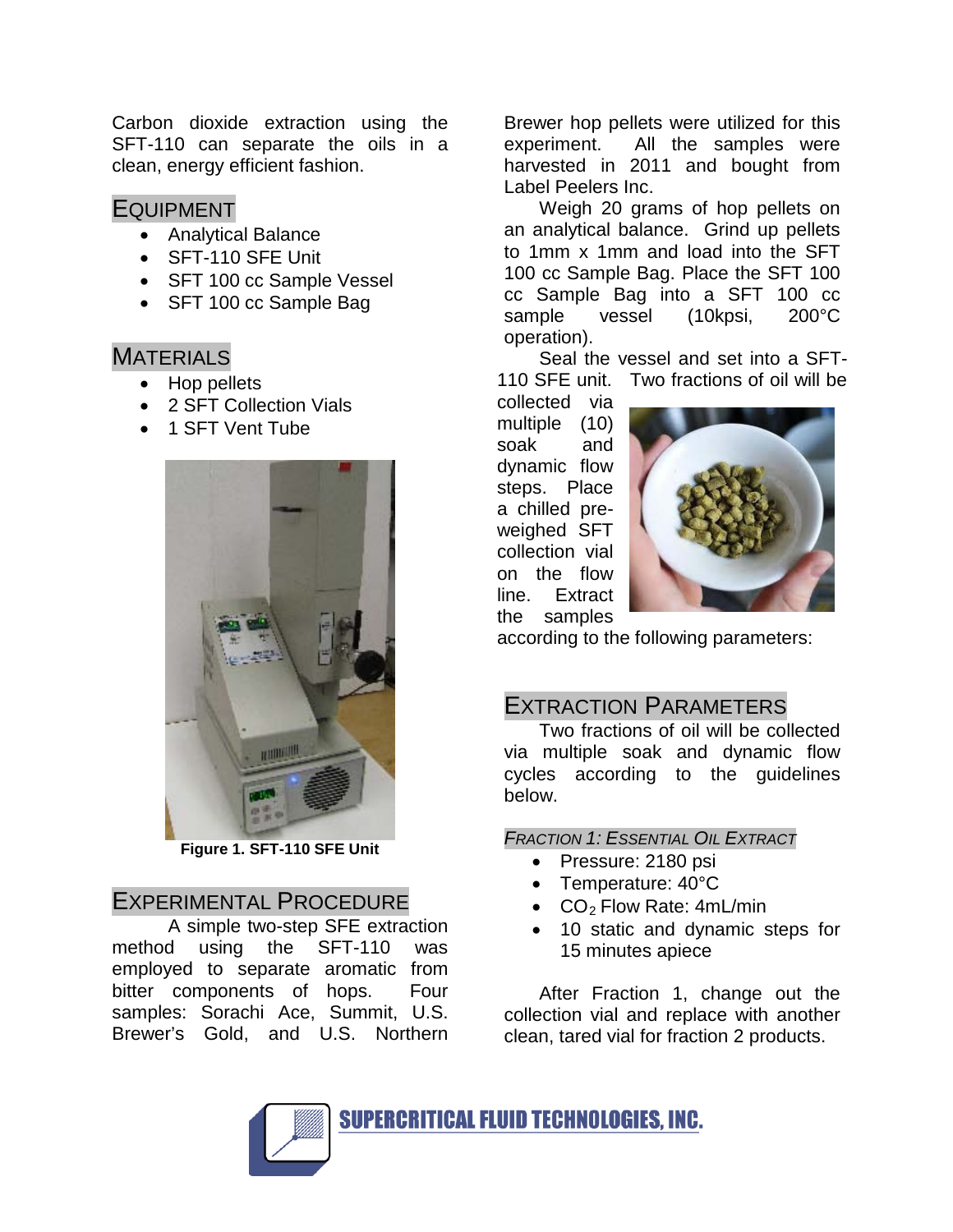Carbon dioxide extraction using the SFT-110 can separate the oils in a clean, energy efficient fashion.

## Equipment

- Analytical Balance
- SFT-110 SFE Unit
- SFT 100 cc Sample Vessel
- SFT 100 cc Sample Bag

## Materials

- Hop pellets
- 2 SFT Collection Vials
- 1 SFT Vent Tube

**Figure 1. SFT-110 SFE Unit**

## Experimental Procedure

A simple two-step SFE extraction method using the SFT-110 was employed to separate aromatic from bitter components of hops. Four samples: Sorachi Ace, Summit, U.S. Brewer's Gold, and U.S. Northern Brewer hop pellets were utilized for this experiment. All the samples were harvested in 2011 and bought from Label Peelers Inc.

Weigh 20 grams of hop pellets on an analytical balance. Grind up pellets to 1mm x 1mm and load into the SFT 100 cc Sample Bag. Place the SFT 100 cc Sample Bag into a SFT 100 cc sample vessel (10kpsi, 200°C operation).

Seal the vessel and set into a SFT-110 SFE unit. Two fractions of oil will be collected via multiple (10) soak and dynamic flow steps. Place a chilled pre-weighed SFT collection vial on the flow line. Extract the samples according to the following parameters:

## Extraction Parameters

Two fractions of oil will be collected via multiple soak and dynamic flow cycles according to the guidelines below.

### *Fraction 1: Essential Oil Extract*

- Pressure: 2180 psi
- Temperature: 40°C
- $CO_2$ Flow Rate: 4mL/min
- 10 static and dynamic steps for 15 minutes apiece

After Fraction 1, change out the collection vial and replace with another clean, tared vial for fraction 2 products.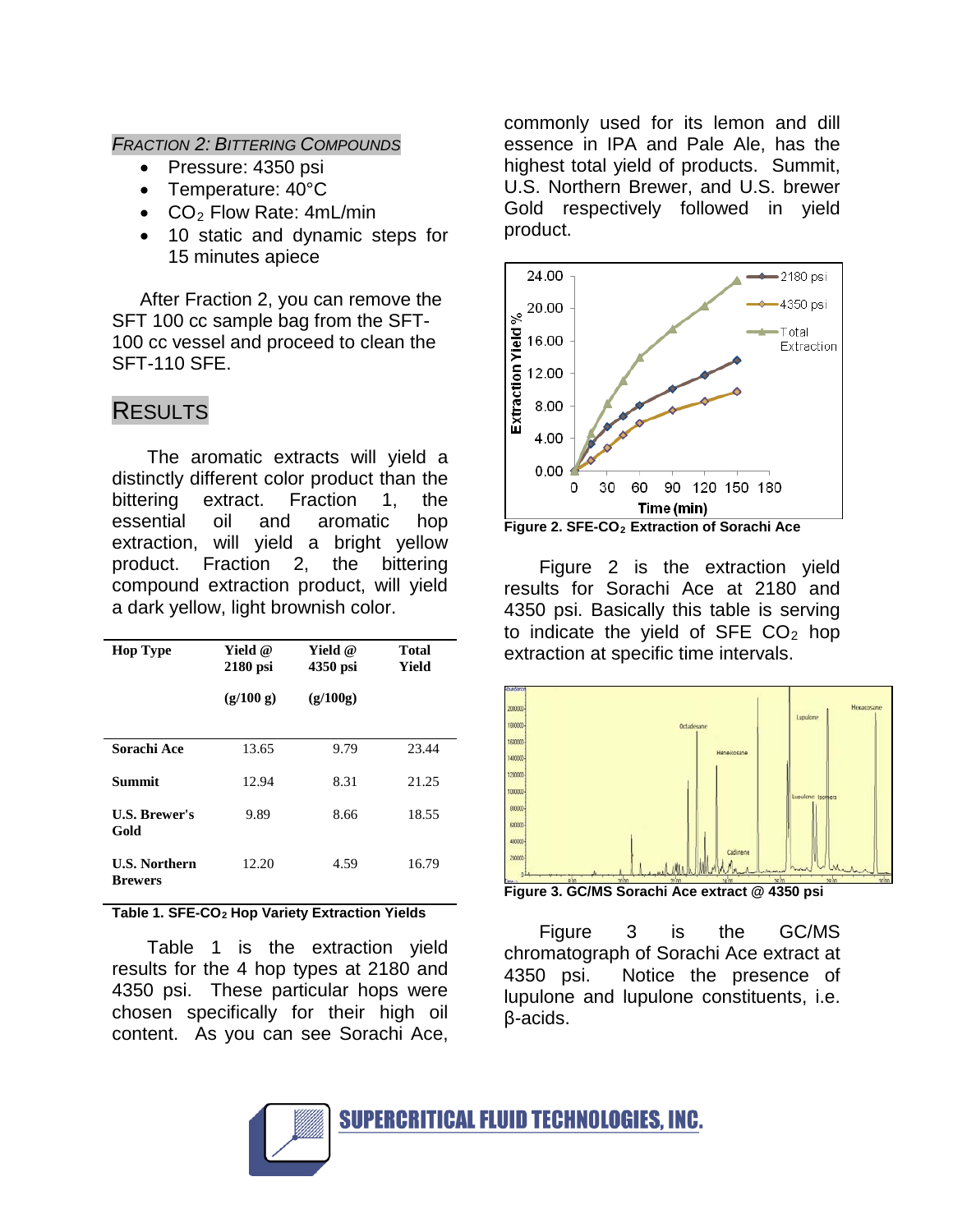*FRACTION 2: BITTERING COMPOUNDS*

- Pressure: 4350 psi
- Temperature: 40°C
- $CO_2$ Flow Rate: 4mL/min
- 10 static and dynamic steps for 15 minutes apiece

After Fraction 2, you can remove the SFT 100 cc sample bag from the SFT-100 cc vessel and proceed to clean the SFT-110 SFE.

## RESULTS

The aromatic extracts will yield a distinctly different color product than the bittering extract. Fraction 1, the essential oil and aromatic hop extraction, will yield a bright yellow product. Fraction 2, the bittering compound extraction product, will yield a dark yellow, light brownish color.

| Hop Type | Yield @ 2180 psi (g/100 g) | Yield @ 4350 psi (g/100g) | Total Yield |
|---|---|---|---|
| Sorachi Ace | 13.65 | 9.79 | 23.44 |
| Summit | 12.94 | 8.31 | 21.25 |
| U.S. Brewer's Gold | 9.89 | 8.66 | 18.55 |
| U.S. Northern Brewers | 12.20 | 4.59 | 16.79 |

**Table 1. SFE-$CO_2$ Hop Variety Extraction Yields**

Table 1 is the extraction yield results for the 4 hop types at 2180 and 4350 psi. These particular hops were chosen specifically for their high oil content. As you can see Sorachi Ace, commonly used for its lemon and dill essence in IPA and Pale Ale, has the highest total yield of products. Summit, U.S. Northern Brewer, and U.S. brewer Gold respectively followed in yield product.

**Figure 2. SFE-$CO_2$ Extraction of Sorachi Ace**

Figure 2 is the extraction yield results for Sorachi Ace at 2180 and 4350 psi. Basically this table is serving to indicate the yield of SFE $CO_2$ hop extraction at specific time intervals.

**Figure 3. GC/MS Sorachi Ace extract @ 4350 psi**

Figure 3 is the GC/MS chromatograph of Sorachi Ace extract at 4350 psi. Notice the presence of lupulone and lupulone constituents, i.e. β-acids.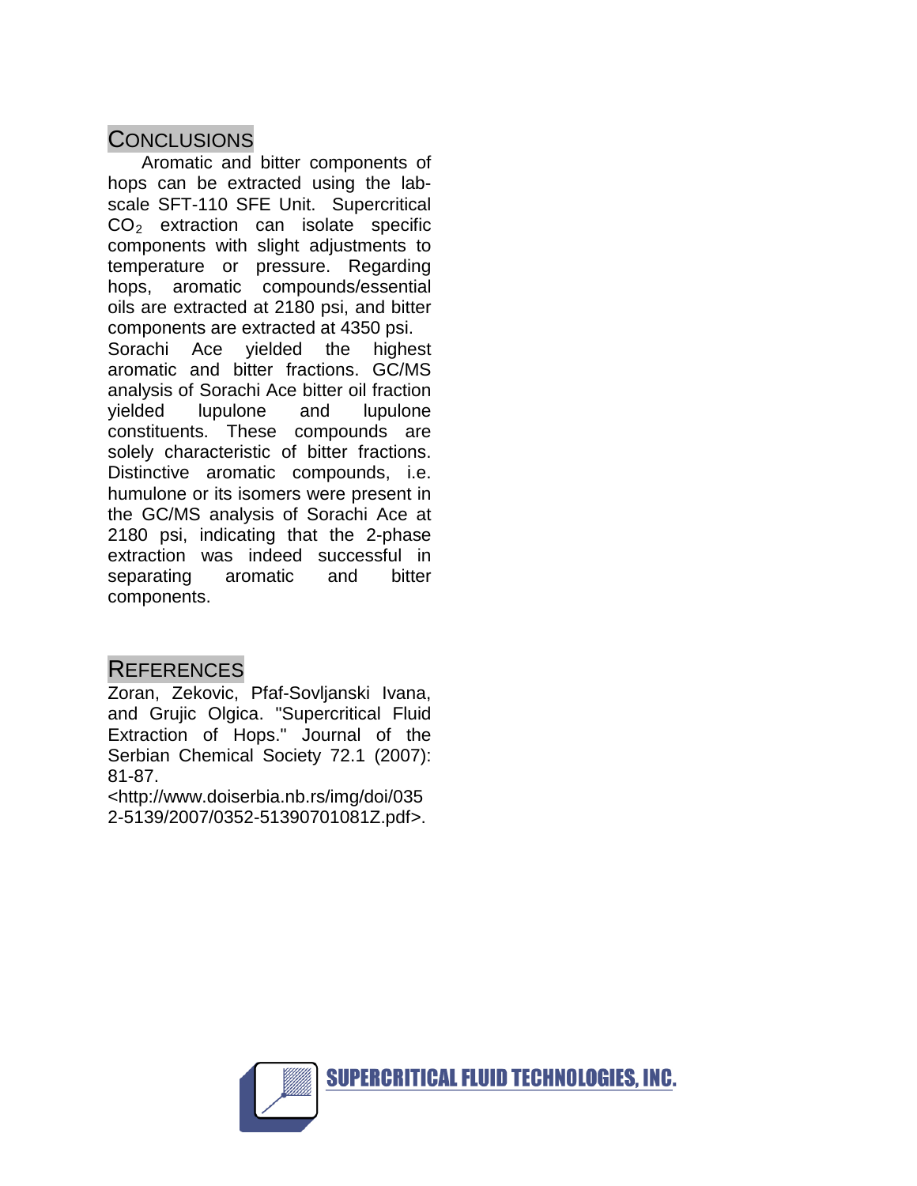## Conclusions

Aromatic and bitter components of hops can be extracted using the lab-scale SFT-110 SFE Unit. Supercritical $CO_2$ extraction can isolate specific components with slight adjustments to temperature or pressure. Regarding hops, aromatic compounds/essential oils are extracted at 2180 psi, and bitter components are extracted at 4350 psi. Sorachi Ace yielded the highest aromatic and bitter fractions. GC/MS analysis of Sorachi Ace bitter oil fraction yielded lupulone and lupulone constituents. These compounds are solely characteristic of bitter fractions. Distinctive aromatic compounds, i.e. humulone or its isomers were present in the GC/MS analysis of Sorachi Ace at 2180 psi, indicating that the 2-phase extraction was indeed successful in separating aromatic and bitter components.

## References

Zoran, Zekovic, Pfaf-Sovljanski Ivana, and Grujic Olgica. "Supercritical Fluid Extraction of Hops." Journal of the Serbian Chemical Society 72.1 (2007): 81-87. <http://www.doiserbia.nb.rs/img/doi/0352-5139/2007/0352-51390701081Z.pdf>.

SUPERCRITICAL FLUID TECHNOLOGIES, INC.